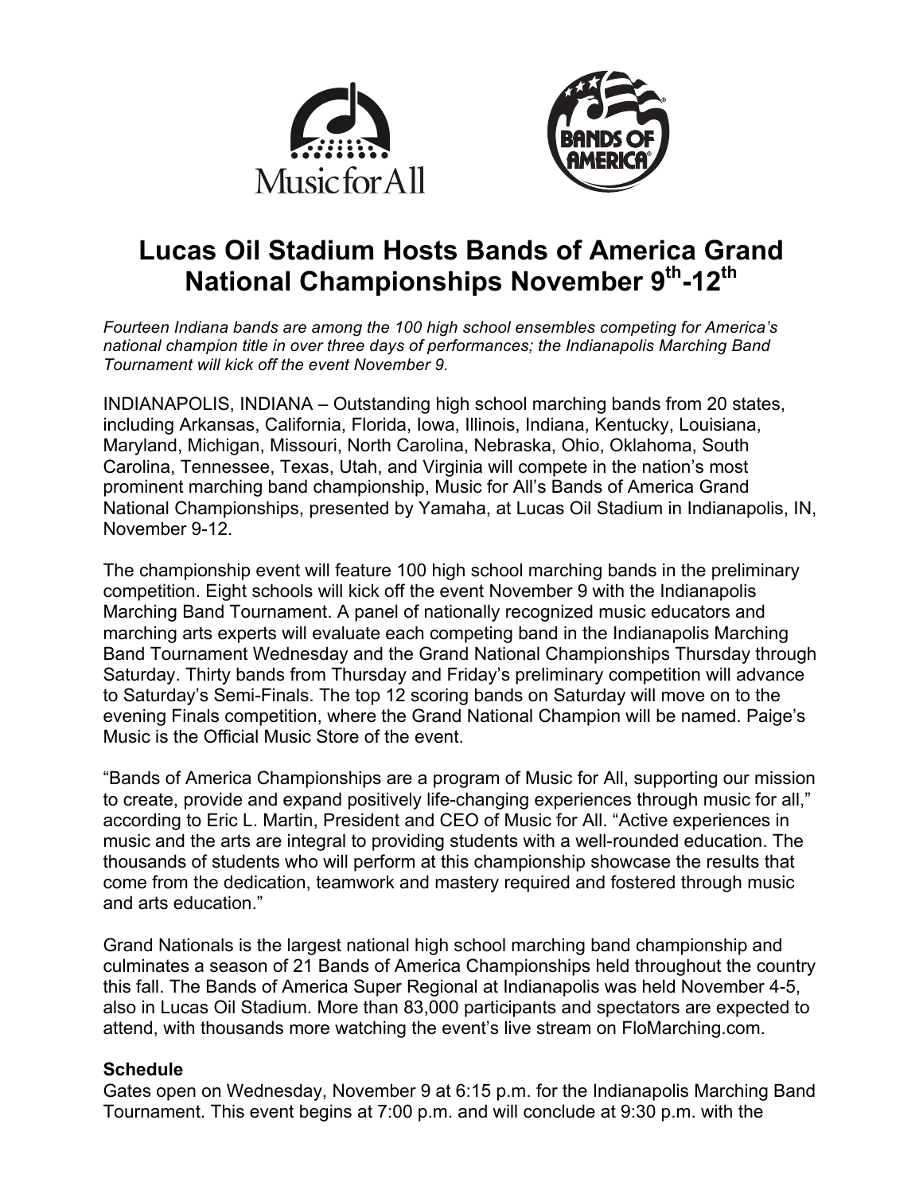# Lucas Oil Stadium Hosts Bands of America Grand National Championships November 9$^{th}$-12$^{th}$

*Fourteen Indiana bands are among the 100 high school ensembles competing for America's national champion title in over three days of performances; the Indianapolis Marching Band Tournament will kick off the event November 9.*

INDIANAPOLIS, INDIANA – Outstanding high school marching bands from 20 states, including Arkansas, California, Florida, Iowa, Illinois, Indiana, Kentucky, Louisiana, Maryland, Michigan, Missouri, North Carolina, Nebraska, Ohio, Oklahoma, South Carolina, Tennessee, Texas, Utah, and Virginia will compete in the nation's most prominent marching band championship, Music for All's Bands of America Grand National Championships, presented by Yamaha, at Lucas Oil Stadium in Indianapolis, IN, November 9-12.

The championship event will feature 100 high school marching bands in the preliminary competition. Eight schools will kick off the event November 9 with the Indianapolis Marching Band Tournament. A panel of nationally recognized music educators and marching arts experts will evaluate each competing band in the Indianapolis Marching Band Tournament Wednesday and the Grand National Championships Thursday through Saturday. Thirty bands from Thursday and Friday's preliminary competition will advance to Saturday's Semi-Finals. The top 12 scoring bands on Saturday will move on to the evening Finals competition, where the Grand National Champion will be named. Paige's Music is the Official Music Store of the event.

"Bands of America Championships are a program of Music for All, supporting our mission to create, provide and expand positively life-changing experiences through music for all," according to Eric L. Martin, President and CEO of Music for All. "Active experiences in music and the arts are integral to providing students with a well-rounded education. The thousands of students who will perform at this championship showcase the results that come from the dedication, teamwork and mastery required and fostered through music and arts education."

Grand Nationals is the largest national high school marching band championship and culminates a season of 21 Bands of America Championships held throughout the country this fall. The Bands of America Super Regional at Indianapolis was held November 4-5, also in Lucas Oil Stadium. More than 83,000 participants and spectators are expected to attend, with thousands more watching the event's live stream on FloMarching.com.

**Schedule**

Gates open on Wednesday, November 9 at 6:15 p.m. for the Indianapolis Marching Band Tournament. This event begins at 7:00 p.m. and will conclude at 9:30 p.m. with the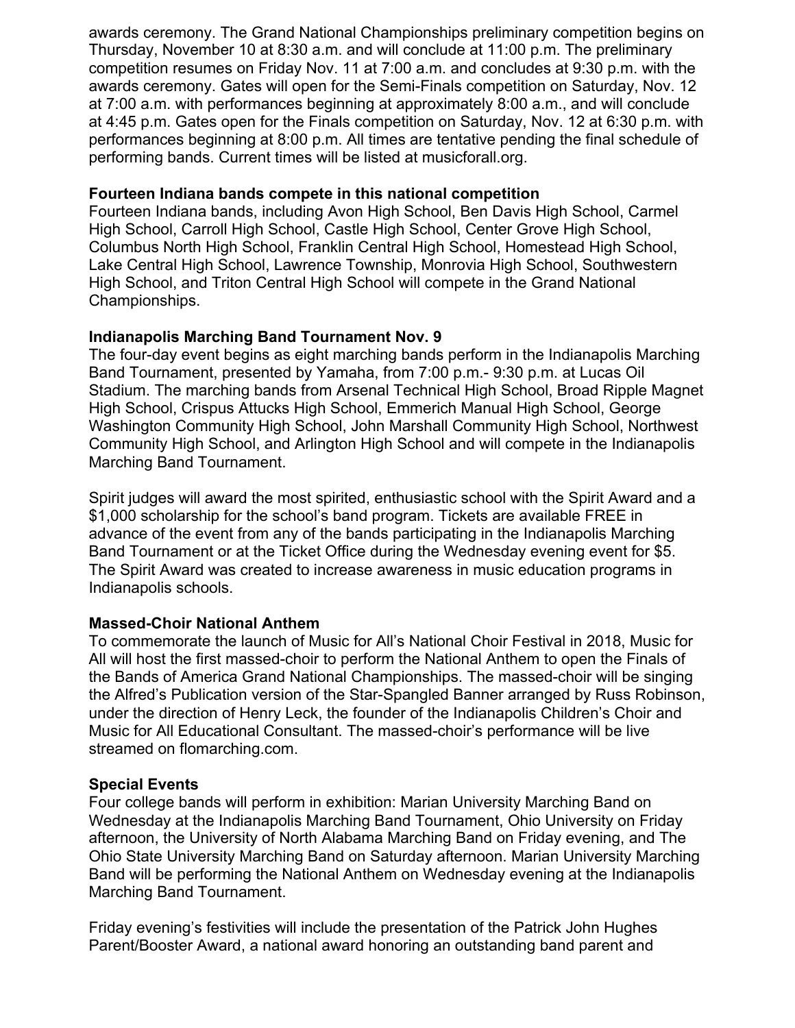awards ceremony. The Grand National Championships preliminary competition begins on Thursday, November 10 at 8:30 a.m. and will conclude at 11:00 p.m. The preliminary competition resumes on Friday Nov. 11 at 7:00 a.m. and concludes at 9:30 p.m. with the awards ceremony. Gates will open for the Semi-Finals competition on Saturday, Nov. 12 at 7:00 a.m. with performances beginning at approximately 8:00 a.m., and will conclude at 4:45 p.m. Gates open for the Finals competition on Saturday, Nov. 12 at 6:30 p.m. with performances beginning at 8:00 p.m. All times are tentative pending the final schedule of performing bands. Current times will be listed at musicforall.org.

**Fourteen Indiana bands compete in this national competition**

Fourteen Indiana bands, including Avon High School, Ben Davis High School, Carmel High School, Carroll High School, Castle High School, Center Grove High School, Columbus North High School, Franklin Central High School, Homestead High School, Lake Central High School, Lawrence Township, Monrovia High School, Southwestern High School, and Triton Central High School will compete in the Grand National Championships.

**Indianapolis Marching Band Tournament Nov. 9**

The four-day event begins as eight marching bands perform in the Indianapolis Marching Band Tournament, presented by Yamaha, from 7:00 p.m.- 9:30 p.m. at Lucas Oil Stadium. The marching bands from Arsenal Technical High School, Broad Ripple Magnet High School, Crispus Attucks High School, Emmerich Manual High School, George Washington Community High School, John Marshall Community High School, Northwest Community High School, and Arlington High School and will compete in the Indianapolis Marching Band Tournament.

Spirit judges will award the most spirited, enthusiastic school with the Spirit Award and a $1,000 scholarship for the school's band program. Tickets are available FREE in advance of the event from any of the bands participating in the Indianapolis Marching Band Tournament or at the Ticket Office during the Wednesday evening event for $5. The Spirit Award was created to increase awareness in music education programs in Indianapolis schools.

**Massed-Choir National Anthem**

To commemorate the launch of Music for All's National Choir Festival in 2018, Music for All will host the first massed-choir to perform the National Anthem to open the Finals of the Bands of America Grand National Championships. The massed-choir will be singing the Alfred's Publication version of the Star-Spangled Banner arranged by Russ Robinson, under the direction of Henry Leck, the founder of the Indianapolis Children's Choir and Music for All Educational Consultant. The massed-choir's performance will be live streamed on flomarching.com.

**Special Events**

Four college bands will perform in exhibition: Marian University Marching Band on Wednesday at the Indianapolis Marching Band Tournament, Ohio University on Friday afternoon, the University of North Alabama Marching Band on Friday evening, and The Ohio State University Marching Band on Saturday afternoon. Marian University Marching Band will be performing the National Anthem on Wednesday evening at the Indianapolis Marching Band Tournament.

Friday evening's festivities will include the presentation of the Patrick John Hughes Parent/Booster Award, a national award honoring an outstanding band parent and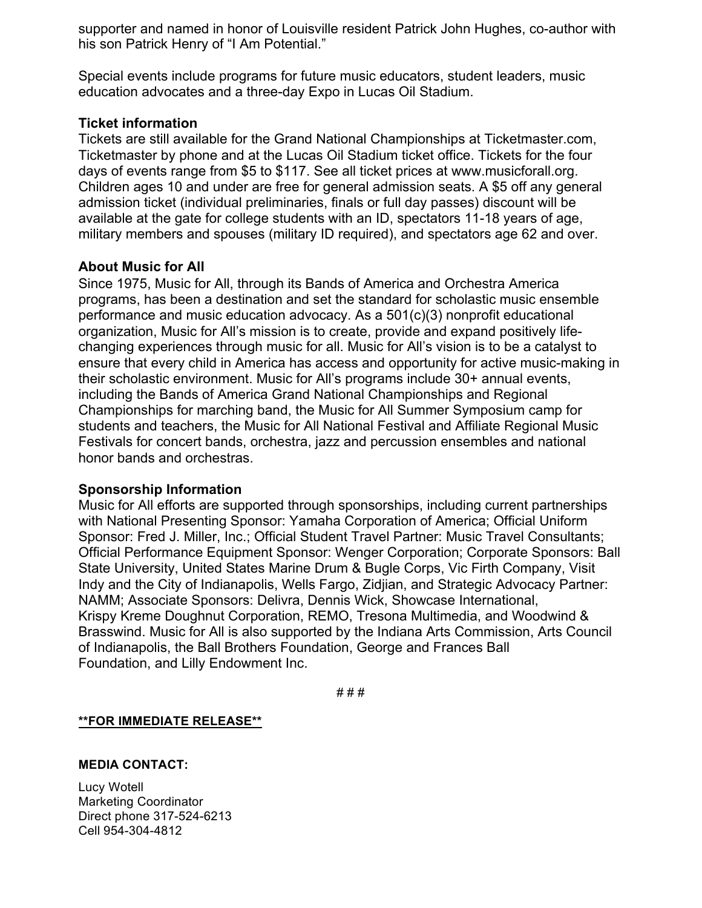supporter and named in honor of Louisville resident Patrick John Hughes, co-author with his son Patrick Henry of "I Am Potential."

Special events include programs for future music educators, student leaders, music education advocates and a three-day Expo in Lucas Oil Stadium.

**Ticket information**

Tickets are still available for the Grand National Championships at Ticketmaster.com, Ticketmaster by phone and at the Lucas Oil Stadium ticket office. Tickets for the four days of events range from $5 to $117. See all ticket prices at www.musicforall.org. Children ages 10 and under are free for general admission seats. A $5 off any general admission ticket (individual preliminaries, finals or full day passes) discount will be available at the gate for college students with an ID, spectators 11-18 years of age, military members and spouses (military ID required), and spectators age 62 and over.

**About Music for All**

Since 1975, Music for All, through its Bands of America and Orchestra America programs, has been a destination and set the standard for scholastic music ensemble performance and music education advocacy. As a 501(c)(3) nonprofit educational organization, Music for All's mission is to create, provide and expand positively life-changing experiences through music for all. Music for All's vision is to be a catalyst to ensure that every child in America has access and opportunity for active music-making in their scholastic environment. Music for All's programs include 30+ annual events, including the Bands of America Grand National Championships and Regional Championships for marching band, the Music for All Summer Symposium camp for students and teachers, the Music for All National Festival and Affiliate Regional Music Festivals for concert bands, orchestra, jazz and percussion ensembles and national honor bands and orchestras.

**Sponsorship Information**

Music for All efforts are supported through sponsorships, including current partnerships with National Presenting Sponsor: Yamaha Corporation of America; Official Uniform Sponsor: Fred J. Miller, Inc.; Official Student Travel Partner: Music Travel Consultants; Official Performance Equipment Sponsor: Wenger Corporation; Corporate Sponsors: Ball State University, United States Marine Drum & Bugle Corps, Vic Firth Company, Visit Indy and the City of Indianapolis, Wells Fargo, Zidjian, and Strategic Advocacy Partner: NAMM; Associate Sponsors: Delivra, Dennis Wick, Showcase International, Krispy Kreme Doughnut Corporation, REMO, Tresona Multimedia, and Woodwind & Brasswind. Music for All is also supported by the Indiana Arts Commission, Arts Council of Indianapolis, the Ball Brothers Foundation, George and Frances Ball Foundation, and Lilly Endowment Inc.

# # #

**<u>**FOR IMMEDIATE RELEASE**</u>**

**MEDIA CONTACT:**

Lucy Wotell
Marketing Coordinator
Direct phone 317-524-6213
Cell 954-304-4812